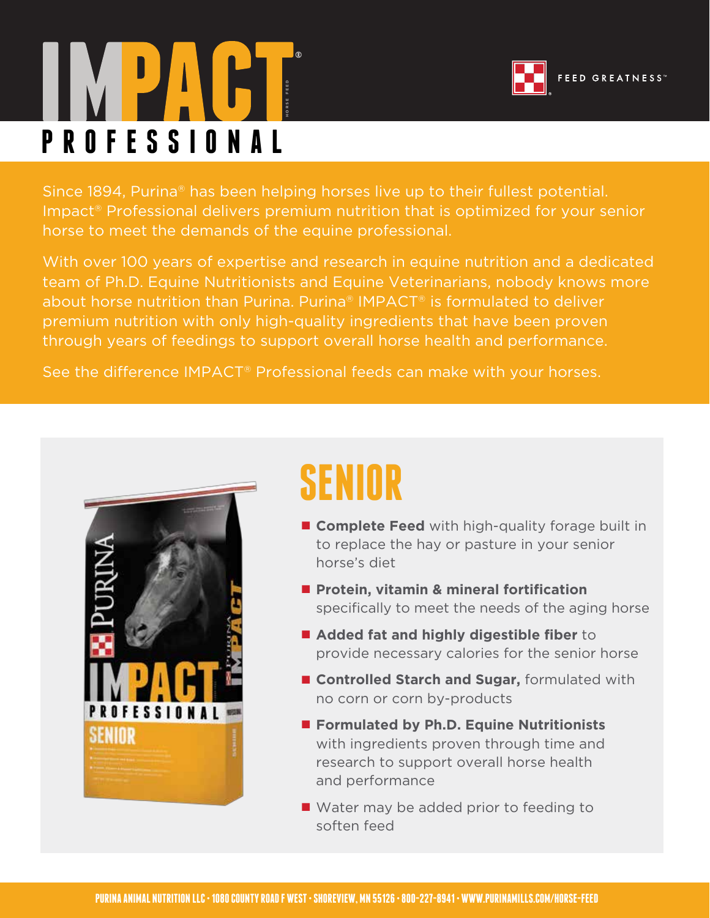# IMPACT® PROFESSIONAL

FEED GREATNESS™

Since 1894, Purina® has been helping horses live up to their fullest potential. Impact® Professional delivers premium nutrition that is optimized for your senior horse to meet the demands of the equine professional.

With over 100 years of expertise and research in equine nutrition and a dedicated team of Ph.D. Equine Nutritionists and Equine Veterinarians, nobody knows more about horse nutrition than Purina. Purina® IMPACT® is formulated to deliver premium nutrition with only high-quality ingredients that have been proven through years of feedings to support overall horse health and performance.

See the difference IMPACT® Professional feeds can make with your horses.

## SENIOR

- **Complete Feed** with high-quality forage built in to replace the hay or pasture in your senior horse's diet
- **Protein, vitamin & mineral fortification** specifically to meet the needs of the aging horse
- **Added fat and highly digestible fiber** to provide necessary calories for the senior horse
- **Controlled Starch and Sugar,** formulated with no corn or corn by-products
- **Formulated by Ph.D. Equine Nutritionists** with ingredients proven through time and research to support overall horse health and performance
- Water may be added prior to feeding to soften feed

PURINA ANIMAL NUTRITION LLC • 1080 COUNTY ROAD F WEST • SHOREVIEW, MN 55126 • 800-227-8941 • WWW.PURINAMILLS.COM/HORSE-FEED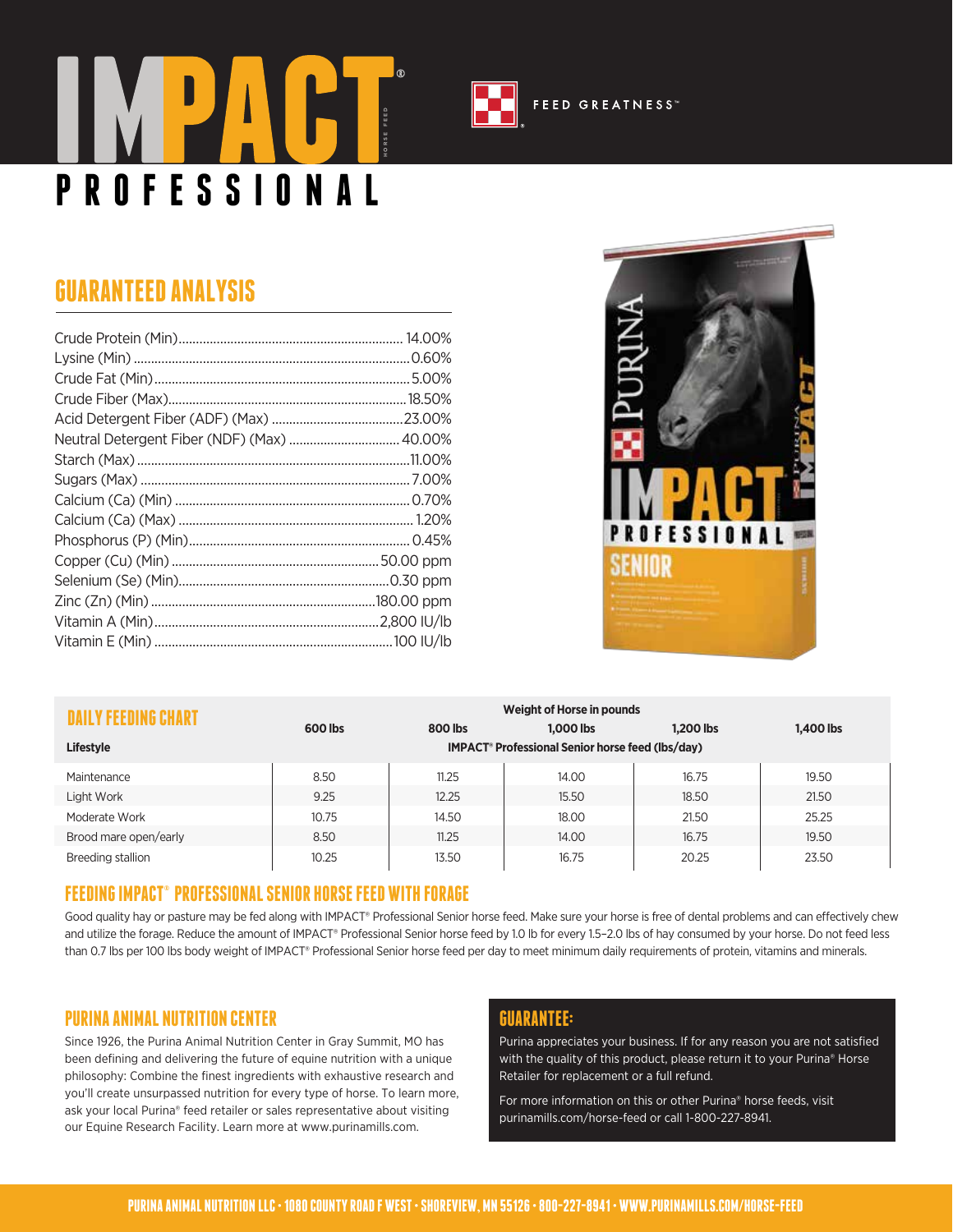# IMPACT® PROFESSIONAL

FEED GREATNESS™

## GUARANTEED ANALYSIS

| | |
|---|---|
| Crude Protein (Min) | 14.00% |
| Lysine (Min) | 0.60% |
| Crude Fat (Min) | 5.00% |
| Crude Fiber (Max) | 18.50% |
| Acid Detergent Fiber (ADF) (Max) | 23.00% |
| Neutral Detergent Fiber (NDF) (Max) | 40.00% |
| Starch (Max) | 11.00% |
| Sugars (Max) | 7.00% |
| Calcium (Ca) (Min) | 0.70% |
| Calcium (Ca) (Max) | 1.20% |
| Phosphorus (P) (Min) | 0.45% |
| Copper (Cu) (Min) | 50.00 ppm |
| Selenium (Se) (Min) | 0.30 ppm |
| Zinc (Zn) (Min) | 180.00 ppm |
| Vitamin A (Min) | 2,800 IU/lb |
| Vitamin E (Min) | 100 IU/lb |

## DAILY FEEDING CHART

| Lifestyle | Weight of Horse in pounds<br>IMPACT® Professional Senior horse feed (lbs/day)<br>600 lbs | 800 lbs | 1,000 lbs | 1,200 lbs | 1,400 lbs |
|---|---|---|---|---|---|
| Maintenance | 8.50 | 11.25 | 14.00 | 16.75 | 19.50 |
| Light Work | 9.25 | 12.25 | 15.50 | 18.50 | 21.50 |
| Moderate Work | 10.75 | 14.50 | 18.00 | 21.50 | 25.25 |
| Brood mare open/early | 8.50 | 11.25 | 14.00 | 16.75 | 19.50 |
| Breeding stallion | 10.25 | 13.50 | 16.75 | 20.25 | 23.50 |

## FEEDING IMPACT® PROFESSIONAL SENIOR HORSE FEED WITH FORAGE

Good quality hay or pasture may be fed along with IMPACT® Professional Senior horse feed. Make sure your horse is free of dental problems and can effectively chew and utilize the forage. Reduce the amount of IMPACT® Professional Senior horse feed by 1.0 lb for every 1.5–2.0 lbs of hay consumed by your horse. Do not feed less than 0.7 lbs per 100 lbs body weight of IMPACT® Professional Senior horse feed per day to meet minimum daily requirements of protein, vitamins and minerals.

## PURINA ANIMAL NUTRITION CENTER

Since 1926, the Purina Animal Nutrition Center in Gray Summit, MO has been defining and delivering the future of equine nutrition with a unique philosophy: Combine the finest ingredients with exhaustive research and you'll create unsurpassed nutrition for every type of horse. To learn more, ask your local Purina® feed retailer or sales representative about visiting our Equine Research Facility. Learn more at www.purinamills.com.

## GUARANTEE:

Purina appreciates your business. If for any reason you are not satisfied with the quality of this product, please return it to your Purina® Horse Retailer for replacement or a full refund.

For more information on this or other Purina® horse feeds, visit purinamills.com/horse-feed or call 1-800-227-8941.

PURINA ANIMAL NUTRITION LLC • 1080 COUNTY ROAD F WEST • SHOREVIEW, MN 55126 • 800-227-8941 • WWW.PURINAMILLS.COM/HORSE-FEED